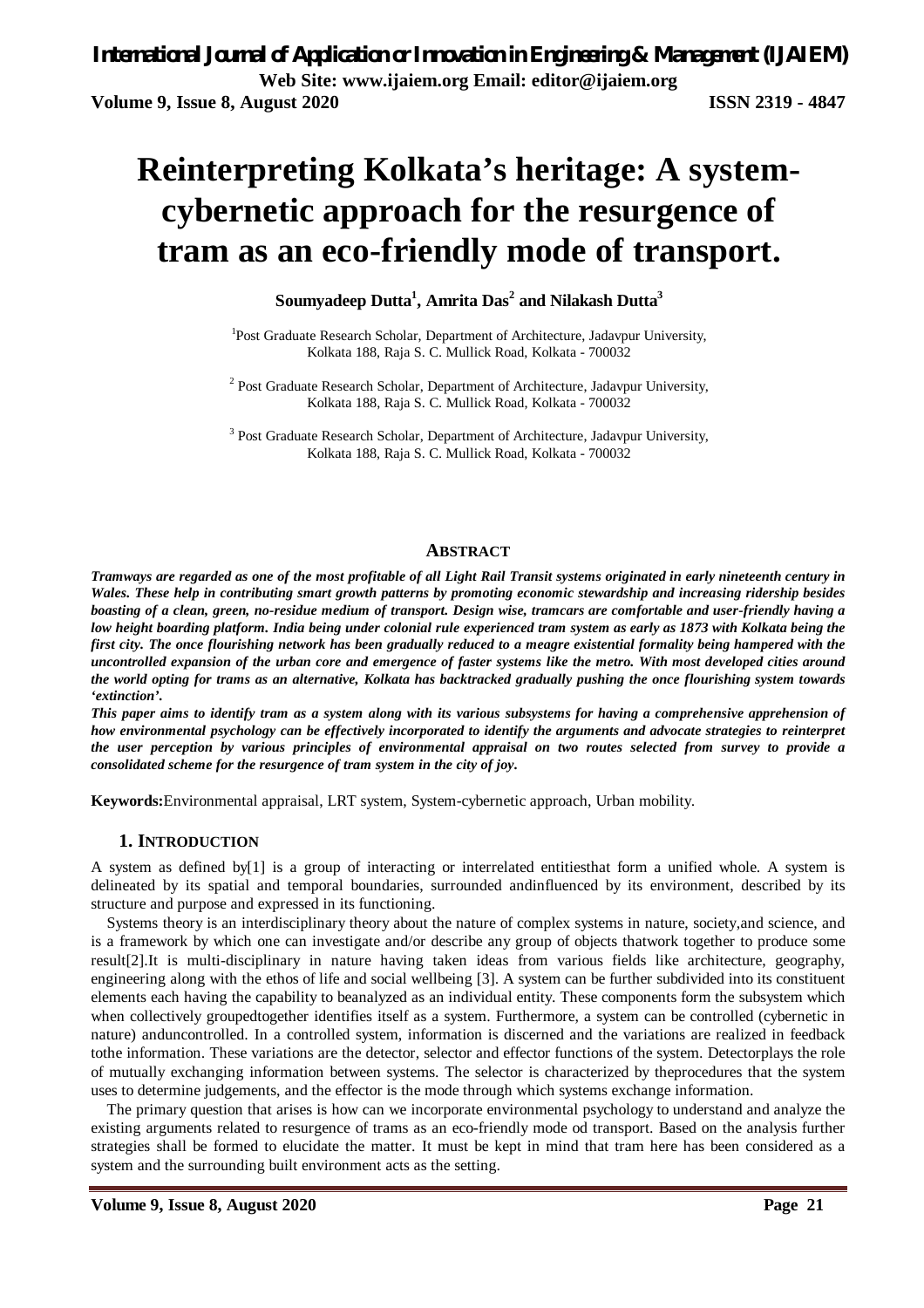# Reinterpreting Kolkata's heritage: A system-cybernetic approach for the resurgence of tram as an eco-friendly mode of transport.

**Soumyadeep Dutta[1], Amrita Das[2] and Nilakash Dutta[3]**

[1]Post Graduate Research Scholar, Department of Architecture, Jadavpur University, Kolkata 188, Raja S. C. Mullick Road, Kolkata - 700032

[2] Post Graduate Research Scholar, Department of Architecture, Jadavpur University, Kolkata 188, Raja S. C. Mullick Road, Kolkata - 700032

[3] Post Graduate Research Scholar, Department of Architecture, Jadavpur University, Kolkata 188, Raja S. C. Mullick Road, Kolkata - 700032

## ABSTRACT

***Tramways are regarded as one of the most profitable of all Light Rail Transit systems originated in early nineteenth century in Wales. These help in contributing smart growth patterns by promoting economic stewardship and increasing ridership besides boasting of a clean, green, no-residue medium of transport. Design wise, tramcars are comfortable and user-friendly having a low height boarding platform. India being under colonial rule experienced tram system as early as 1873 with Kolkata being the first city. The once flourishing network has been gradually reduced to a meagre existential formality being hampered with the uncontrolled expansion of the urban core and emergence of faster systems like the metro. With most developed cities around the world opting for trams as an alternative, Kolkata has backtracked gradually pushing the once flourishing system towards 'extinction'.***

***This paper aims to identify tram as a system along with its various subsystems for having a comprehensive apprehension of how environmental psychology can be effectively incorporated to identify the arguments and advocate strategies to reinterpret the user perception by various principles of environmental appraisal on two routes selected from survey to provide a consolidated scheme for the resurgence of tram system in the city of joy.***

**Keywords:**Environmental appraisal, LRT system, System-cybernetic approach, Urban mobility.

## 1. INTRODUCTION

A system as defined by[1] is a group of interacting or interrelated entitiesthat form a unified whole. A system is delineated by its spatial and temporal boundaries, surrounded andinfluenced by its environment, described by its structure and purpose and expressed in its functioning.

Systems theory is an interdisciplinary theory about the nature of complex systems in nature, society,and science, and is a framework by which one can investigate and/or describe any group of objects thatwork together to produce some result[2].It is multi-disciplinary in nature having taken ideas from various fields like architecture, geography, engineering along with the ethos of life and social wellbeing [3]. A system can be further subdivided into its constituent elements each having the capability to beanalyzed as an individual entity. These components form the subsystem which when collectively groupedtogether identifies itself as a system. Furthermore, a system can be controlled (cybernetic in nature) anduncontrolled. In a controlled system, information is discerned and the variations are realized in feedback tothe information. These variations are the detector, selector and effector functions of the system. Detectorplays the role of mutually exchanging information between systems. The selector is characterized by theprocedures that the system uses to determine judgements, and the effector is the mode through which systems exchange information.

The primary question that arises is how can we incorporate environmental psychology to understand and analyze the existing arguments related to resurgence of trams as an eco-friendly mode od transport. Based on the analysis further strategies shall be formed to elucidate the matter. It must be kept in mind that tram here has been considered as a system and the surrounding built environment acts as the setting.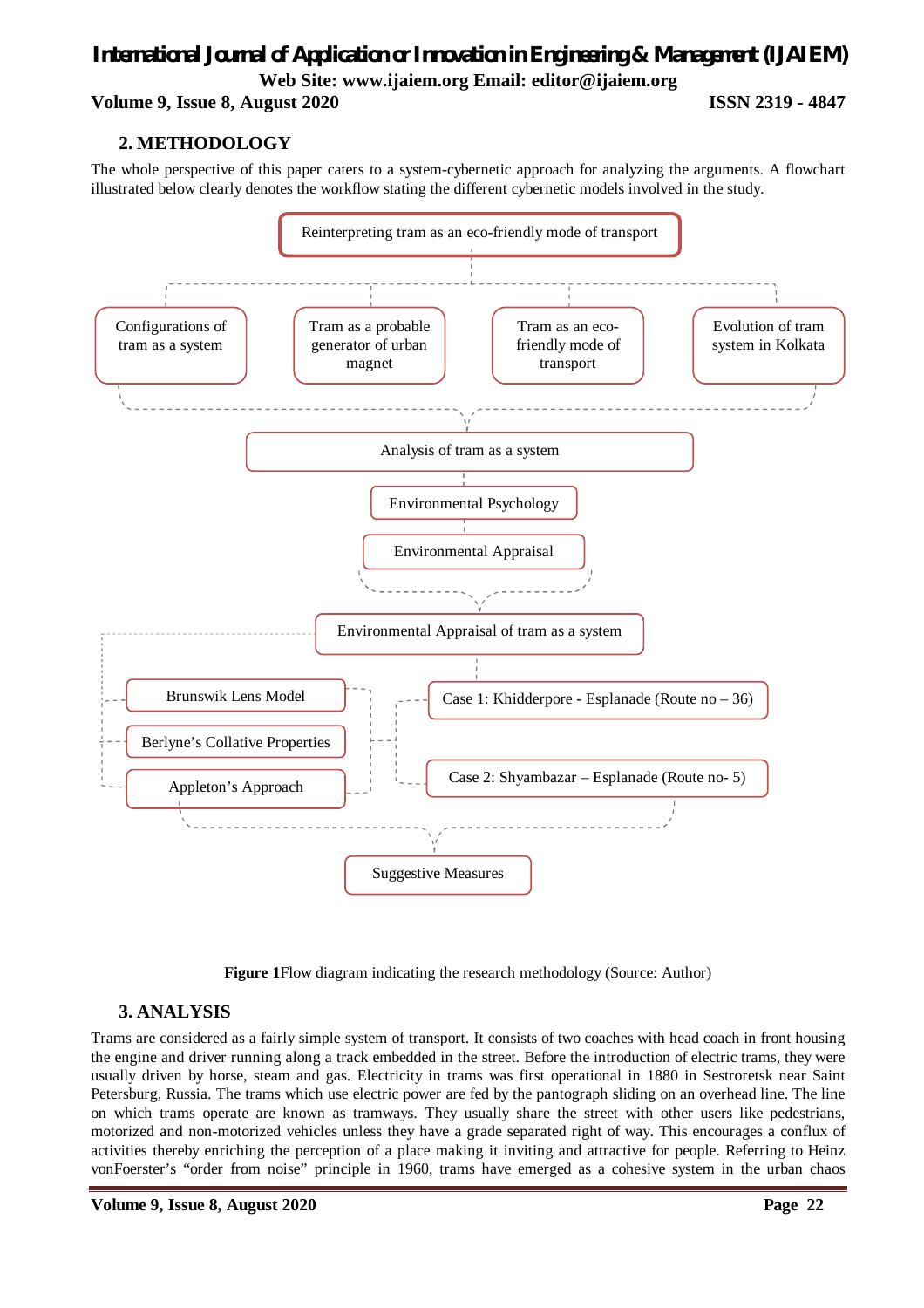## 2. METHODOLOGY

The whole perspective of this paper caters to a system-cybernetic approach for analyzing the arguments. A flowchart illustrated below clearly denotes the workflow stating the different cybernetic models involved in the study.

Reinterpreting tram as an eco-friendly mode of transport

Configurations of tram as a system | Tram as a probable generator of urban magnet | Tram as an eco-friendly mode of transport | Evolution of tram system in Kolkata

Analysis of tram as a system

Environmental Psychology

Environmental Appraisal

Environmental Appraisal of tram as a system

Brunswik Lens Model

Berlyne's Collative Properties

Appleton's Approach

Case 1: Khidderpore - Esplanade (Route no – 36)

Case 2: Shyambazar – Esplanade (Route no- 5)

Suggestive Measures

**Figure 1**Flow diagram indicating the research methodology (Source: Author)

## 3. ANALYSIS

Trams are considered as a fairly simple system of transport. It consists of two coaches with head coach in front housing the engine and driver running along a track embedded in the street. Before the introduction of electric trams, they were usually driven by horse, steam and gas. Electricity in trams was first operational in 1880 in Sestroretsk near Saint Petersburg, Russia. The trams which use electric power are fed by the pantograph sliding on an overhead line. The line on which trams operate are known as tramways. They usually share the street with other users like pedestrians, motorized and non-motorized vehicles unless they have a grade separated right of way. This encourages a conflux of activities thereby enriching the perception of a place making it inviting and attractive for people. Referring to Heinz vonFoerster's "order from noise" principle in 1960, trams have emerged as a cohesive system in the urban chaos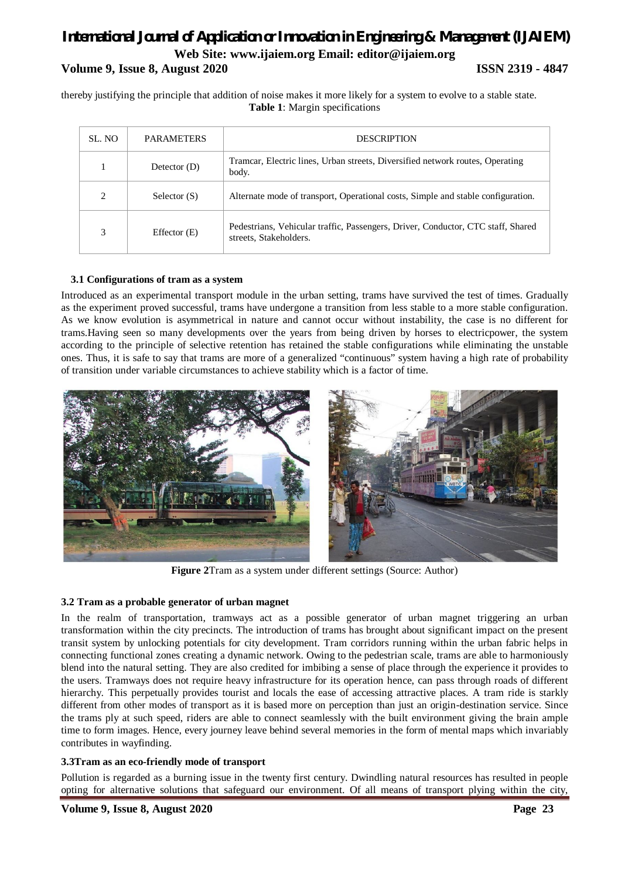thereby justifying the principle that addition of noise makes it more likely for a system to evolve to a stable state.

**Table 1**: Margin specifications

| SL. NO | PARAMETERS | DESCRIPTION |
|---|---|---|
| 1 | Detector (D) | Tramcar, Electric lines, Urban streets, Diversified network routes, Operating body. |
| 2 | Selector (S) | Alternate mode of transport, Operational costs, Simple and stable configuration. |
| 3 | Effector (E) | Pedestrians, Vehicular traffic, Passengers, Driver, Conductor, CTC staff, Shared streets, Stakeholders. |

### 3.1 Configurations of tram as a system

Introduced as an experimental transport module in the urban setting, trams have survived the test of times. Gradually as the experiment proved successful, trams have undergone a transition from less stable to a more stable configuration. As we know evolution is asymmetrical in nature and cannot occur without instability, the case is no different for trams.Having seen so many developments over the years from being driven by horses to electricpower, the system according to the principle of selective retention has retained the stable configurations while eliminating the unstable ones. Thus, it is safe to say that trams are more of a generalized "continuous" system having a high rate of probability of transition under variable circumstances to achieve stability which is a factor of time.

**Figure 2**Tram as a system under different settings (Source: Author)

### 3.2 Tram as a probable generator of urban magnet

In the realm of transportation, tramways act as a possible generator of urban magnet triggering an urban transformation within the city precincts. The introduction of trams has brought about significant impact on the present transit system by unlocking potentials for city development. Tram corridors running within the urban fabric helps in connecting functional zones creating a dynamic network. Owing to the pedestrian scale, trams are able to harmoniously blend into the natural setting. They are also credited for imbibing a sense of place through the experience it provides to the users. Tramways does not require heavy infrastructure for its operation hence, can pass through roads of different hierarchy. This perpetually provides tourist and locals the ease of accessing attractive places. A tram ride is starkly different from other modes of transport as it is based more on perception than just an origin-destination service. Since the trams ply at such speed, riders are able to connect seamlessly with the built environment giving the brain ample time to form images. Hence, every journey leave behind several memories in the form of mental maps which invariably contributes in wayfinding.

### 3.3Tram as an eco-friendly mode of transport

Pollution is regarded as a burning issue in the twenty first century. Dwindling natural resources has resulted in people opting for alternative solutions that safeguard our environment. Of all means of transport plying within the city,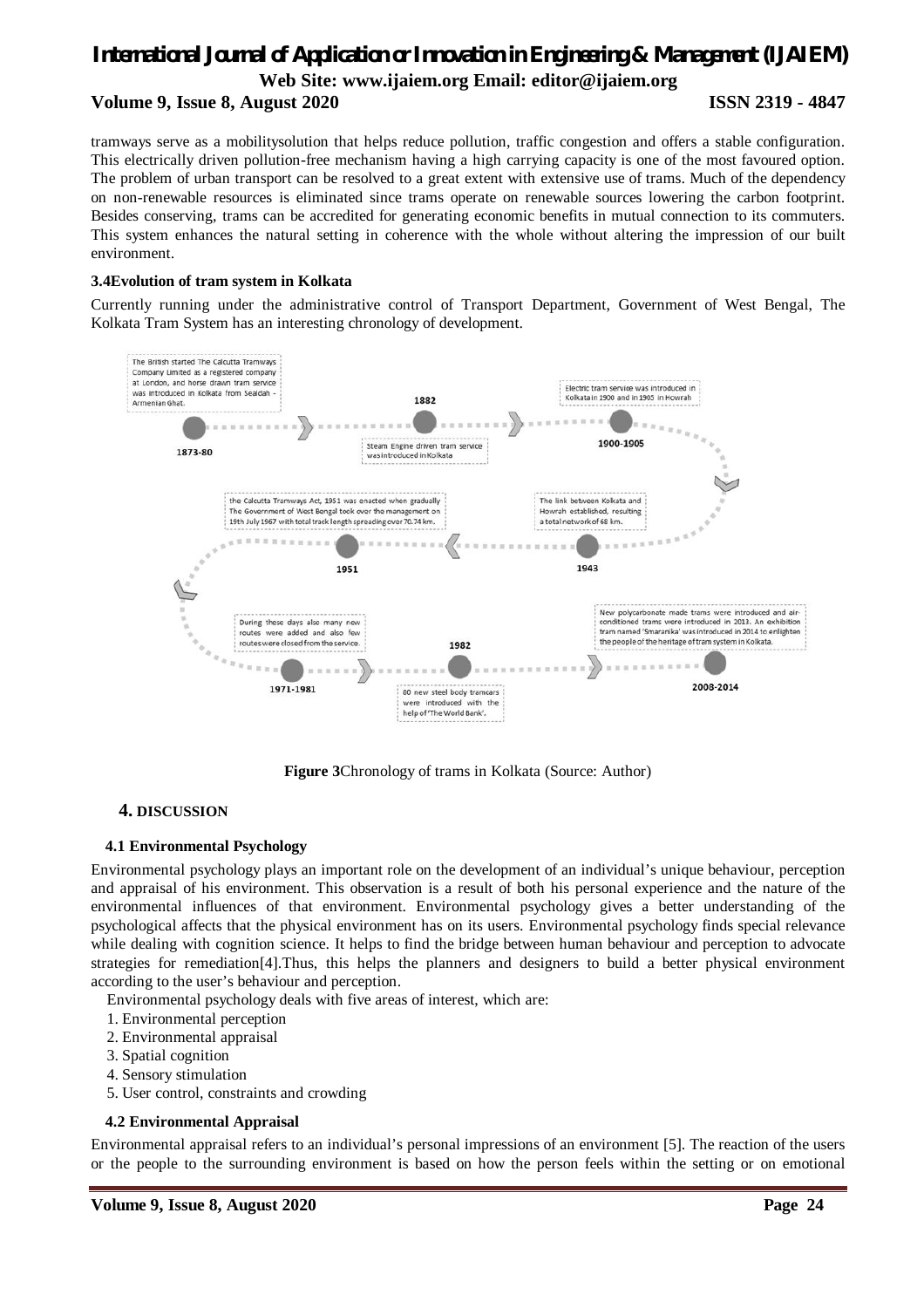tramways serve as a mobilitysolution that helps reduce pollution, traffic congestion and offers a stable configuration. This electrically driven pollution-free mechanism having a high carrying capacity is one of the most favoured option. The problem of urban transport can be resolved to a great extent with extensive use of trams. Much of the dependency on non-renewable resources is eliminated since trams operate on renewable sources lowering the carbon footprint. Besides conserving, trams can be accredited for generating economic benefits in mutual connection to its commuters. This system enhances the natural setting in coherence with the whole without altering the impression of our built environment.

### 3.4Evolution of tram system in Kolkata

Currently running under the administrative control of Transport Department, Government of West Bengal, The Kolkata Tram System has an interesting chronology of development.

- **1873-80**: The British started The Calcutta Tramways Company Limited as a registered company at London, and horse drawn tram service was introduced in Kolkata from Sealdah - Armenian Ghat.
- **1882**: Steam Engine driven tram service was introduced in Kolkata
- **1900-1905**: Electric tram service was introduced in Kolkata in 1900 and in 1905 in Howrah
- **1943**: The link between Kolkata and Howrah established, resulting a total network of 68 km.
- **1951**: the Calcutta Tramways Act, 1951 was enacted when gradually The Government of West Bengal took over the management on 19th July 1967 with total track length spreading over 70.74 km.
- **1971-1981**: During these days also many new routes were added and also few routes were closed from the service.
- **1982**: 80 new steel body tramcars were introduced with the help of 'The World Bank'.
- **2008-2014**: New polycarbonate made trams were introduced and air-conditioned trams were introduced in 2013. An exhibition tram named 'Smaranika' was introduced in 2014 to enlighten the people of the heritage of tram system in Kolkata.

**Figure 3**Chronology of trams in Kolkata (Source: Author)

## 4. DISCUSSION

### 4.1 Environmental Psychology

Environmental psychology plays an important role on the development of an individual's unique behaviour, perception and appraisal of his environment. This observation is a result of both his personal experience and the nature of the environmental influences of that environment. Environmental psychology gives a better understanding of the psychological affects that the physical environment has on its users. Environmental psychology finds special relevance while dealing with cognition science. It helps to find the bridge between human behaviour and perception to advocate strategies for remediation[4].Thus, this helps the planners and designers to build a better physical environment according to the user's behaviour and perception.

Environmental psychology deals with five areas of interest, which are:

1. Environmental perception
2. Environmental appraisal
3. Spatial cognition
4. Sensory stimulation
5. User control, constraints and crowding

### 4.2 Environmental Appraisal

Environmental appraisal refers to an individual's personal impressions of an environment [5]. The reaction of the users or the people to the surrounding environment is based on how the person feels within the setting or on emotional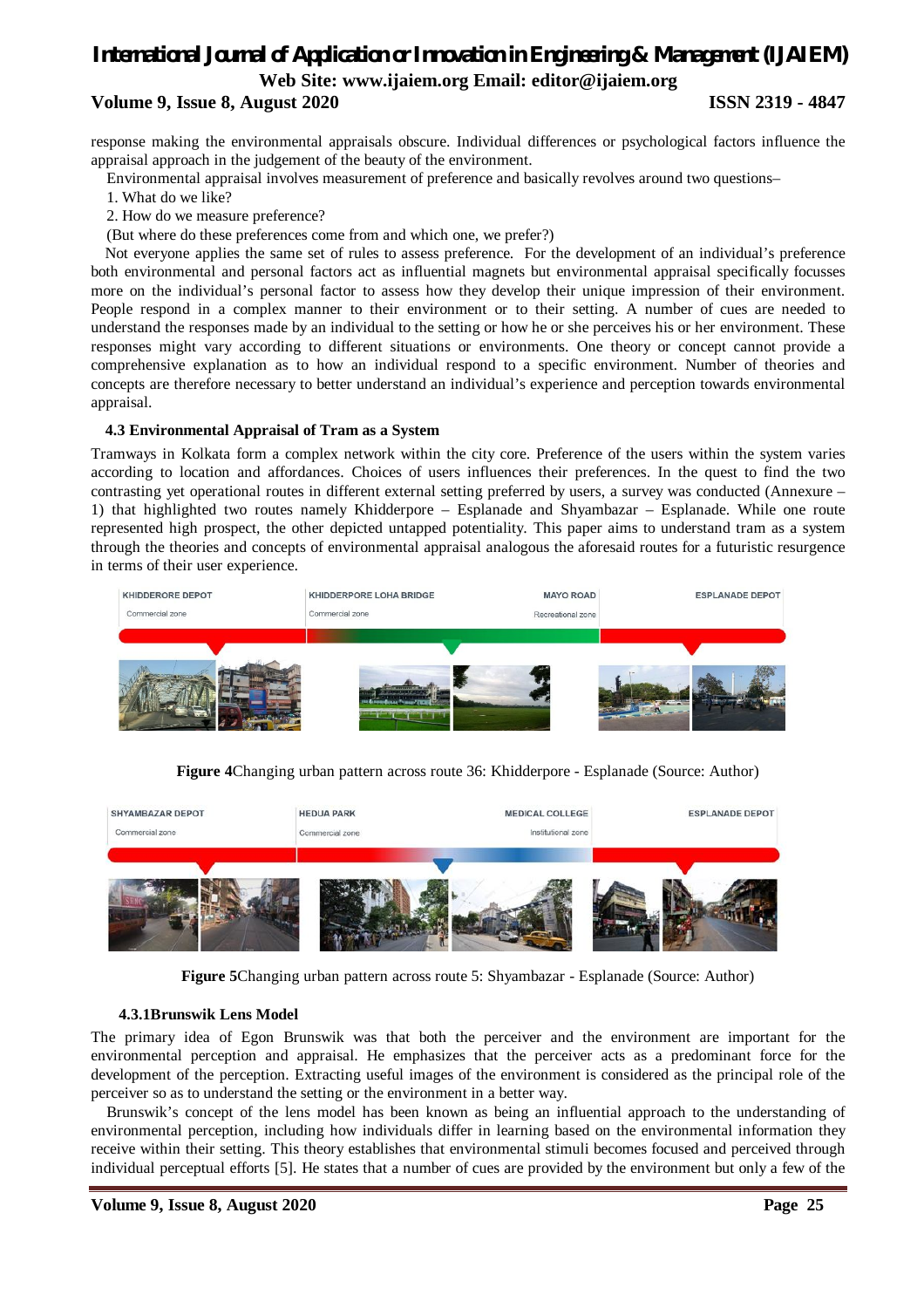response making the environmental appraisals obscure. Individual differences or psychological factors influence the appraisal approach in the judgement of the beauty of the environment.

Environmental appraisal involves measurement of preference and basically revolves around two questions–

1. What do we like?
2. How do we measure preference?

(But where do these preferences come from and which one, we prefer?)

Not everyone applies the same set of rules to assess preference. For the development of an individual's preference both environmental and personal factors act as influential magnets but environmental appraisal specifically focusses more on the individual's personal factor to assess how they develop their unique impression of their environment. People respond in a complex manner to their environment or to their setting. A number of cues are needed to understand the responses made by an individual to the setting or how he or she perceives his or her environment. These responses might vary according to different situations or environments. One theory or concept cannot provide a comprehensive explanation as to how an individual respond to a specific environment. Number of theories and concepts are therefore necessary to better understand an individual's experience and perception towards environmental appraisal.

### 4.3 Environmental Appraisal of Tram as a System

Tramways in Kolkata form a complex network within the city core. Preference of the users within the system varies according to location and affordances. Choices of users influences their preferences. In the quest to find the two contrasting yet operational routes in different external setting preferred by users, a survey was conducted (Annexure – 1) that highlighted two routes namely Khidderpore – Esplanade and Shyambazar – Esplanade. While one route represented high prospect, the other depicted untapped potentiality. This paper aims to understand tram as a system through the theories and concepts of environmental appraisal analogous the aforesaid routes for a futuristic resurgence in terms of their user experience.

KHIDDERORE DEPOT — Commercial zone | KHIDDERPORE LOHA BRIDGE — Commercial zone | MAYO ROAD — Recreational zone | ESPLANADE DEPOT

**Figure 4**Changing urban pattern across route 36: Khidderpore - Esplanade (Source: Author)

SHYAMBAZAR DEPOT — Commercial zone | HEDUA PARK — Commercial zone | MEDICAL COLLEGE — Institutional zone | ESPLANADE DEPOT

**Figure 5**Changing urban pattern across route 5: Shyambazar - Esplanade (Source: Author)

#### 4.3.1Brunswik Lens Model

The primary idea of Egon Brunswik was that both the perceiver and the environment are important for the environmental perception and appraisal. He emphasizes that the perceiver acts as a predominant force for the development of the perception. Extracting useful images of the environment is considered as the principal role of the perceiver so as to understand the setting or the environment in a better way.

Brunswik's concept of the lens model has been known as being an influential approach to the understanding of environmental perception, including how individuals differ in learning based on the environmental information they receive within their setting. This theory establishes that environmental stimuli becomes focused and perceived through individual perceptual efforts [5]. He states that a number of cues are provided by the environment but only a few of the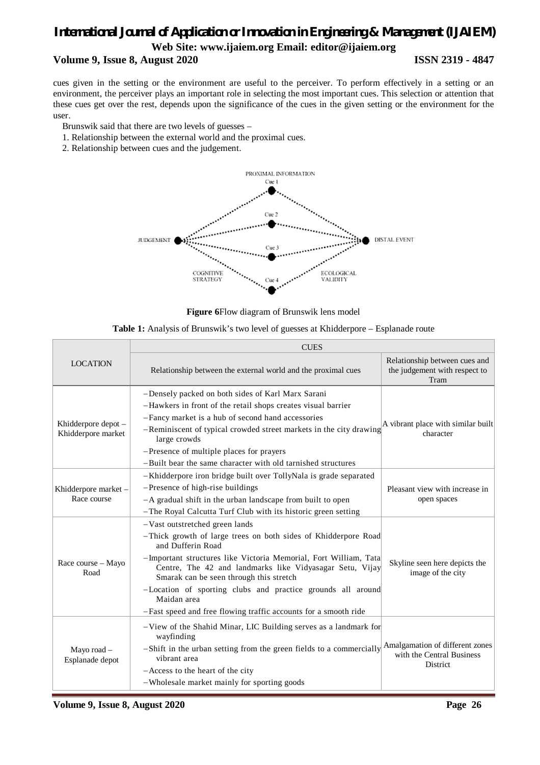cues given in the setting or the environment are useful to the perceiver. To perform effectively in a setting or an environment, the perceiver plays an important role in selecting the most important cues. This selection or attention that these cues get over the rest, depends upon the significance of the cues in the given setting or the environment for the user.

Brunswik said that there are two levels of guesses –

1. Relationship between the external world and the proximal cues.
2. Relationship between cues and the judgement.

**Figure 6** Flow diagram of Brunswik lens model

**Table 1:** Analysis of Brunswik's two level of guesses at Khidderpore – Esplanade route

| LOCATION | CUES | |
|---|---|---|
| | Relationship between the external world and the proximal cues | Relationship between cues and the judgement with respect to Tram |
| Khidderpore depot – Khidderpore market | – Densely packed on both sides of Karl Marx Sarani<br>– Hawkers in front of the retail shops creates visual barrier<br>– Fancy market is a hub of second hand accessories<br>– Reminiscent of typical crowded street markets in the city drawing large crowds<br>– Presence of multiple places for prayers<br>– Built bear the same character with old tarnished structures | A vibrant place with similar built character |
| Khidderpore market – Race course | – Khidderpore iron bridge built over TollyNala is grade separated<br>– Presence of high-rise buildings<br>– A gradual shift in the urban landscape from built to open<br>– The Royal Calcutta Turf Club with its historic green setting | Pleasant view with increase in open spaces |
| Race course – Mayo Road | – Vast outstretched green lands<br>– Thick growth of large trees on both sides of Khidderpore Road and Dufferin Road<br>– Important structures like Victoria Memorial, Fort William, Tata Centre, The 42 and landmarks like Vidyasagar Setu, Vijay Smarak can be seen through this stretch<br>– Location of sporting clubs and practice grounds all around Maidan area<br>– Fast speed and free flowing traffic accounts for a smooth ride | Skyline seen here depicts the image of the city |
| Mayo road – Esplanade depot | – View of the Shahid Minar, LIC Building serves as a landmark for wayfinding<br>– Shift in the urban setting from the green fields to a commercially vibrant area<br>– Access to the heart of the city<br>– Wholesale market mainly for sporting goods | Amalgamation of different zones with the Central Business District |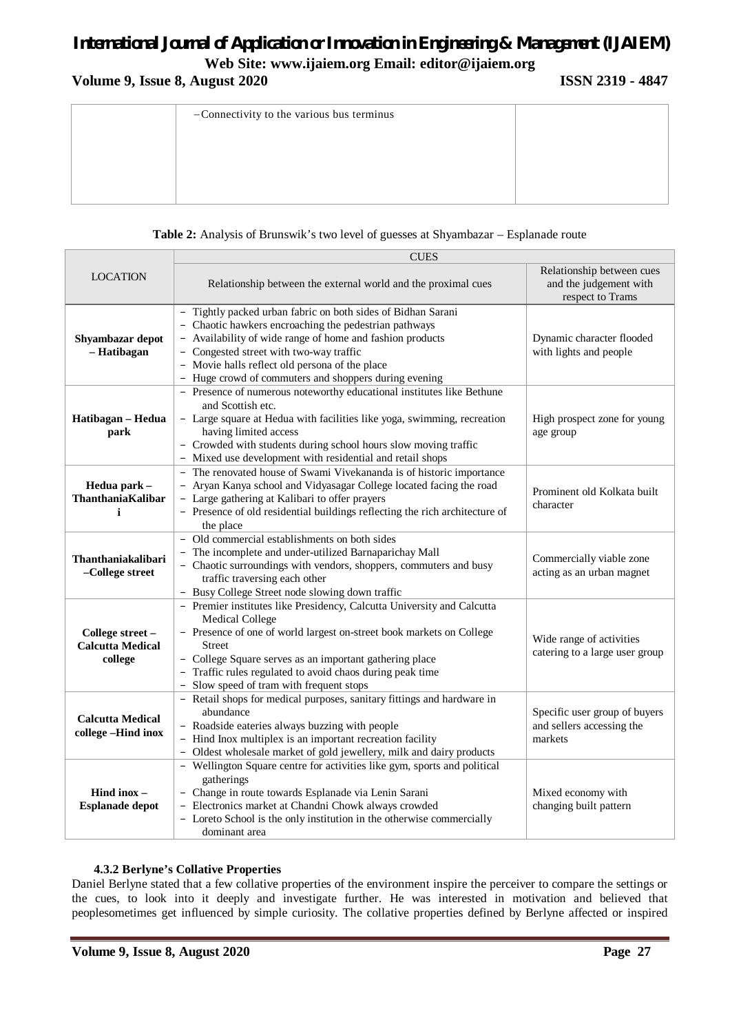| | –Connectivity to the various bus terminus | |
|---|---|---|

**Table 2:** Analysis of Brunswik's two level of guesses at Shyambazar – Esplanade route

| LOCATION | CUES | |
|---|---|---|
| | Relationship between the external world and the proximal cues | Relationship between cues and the judgement with respect to Trams |
| **Shyambazar depot – Hatibagan** | – Tightly packed urban fabric on both sides of Bidhan Sarani<br>– Chaotic hawkers encroaching the pedestrian pathways<br>– Availability of wide range of home and fashion products<br>– Congested street with two-way traffic<br>– Movie halls reflect old persona of the place<br>– Huge crowd of commuters and shoppers during evening | Dynamic character flooded with lights and people |
| **Hatibagan – Hedua park** | – Presence of numerous noteworthy educational institutes like Bethune and Scottish etc.<br>– Large square at Hedua with facilities like yoga, swimming, recreation having limited access<br>– Crowded with students during school hours slow moving traffic<br>– Mixed use development with residential and retail shops | High prospect zone for young age group |
| **Hedua park – ThanthaniaKalibari** | – The renovated house of Swami Vivekananda is of historic importance<br>– Aryan Kanya school and Vidyasagar College located facing the road<br>– Large gathering at Kalibari to offer prayers<br>– Presence of old residential buildings reflecting the rich architecture of the place | Prominent old Kolkata built character |
| **Thanthaniakalibari –College street** | – Old commercial establishments on both sides<br>– The incomplete and under-utilized Barnaparichay Mall<br>– Chaotic surroundings with vendors, shoppers, commuters and busy traffic traversing each other<br>– Busy College Street node slowing down traffic | Commercially viable zone acting as an urban magnet |
| **College street – Calcutta Medical college** | – Premier institutes like Presidency, Calcutta University and Calcutta Medical College<br>– Presence of one of world largest on-street book markets on College Street<br>– College Square serves as an important gathering place<br>– Traffic rules regulated to avoid chaos during peak time<br>– Slow speed of tram with frequent stops | Wide range of activities catering to a large user group |
| **Calcutta Medical college –Hind inox** | – Retail shops for medical purposes, sanitary fittings and hardware in abundance<br>– Roadside eateries always buzzing with people<br>– Hind Inox multiplex is an important recreation facility<br>– Oldest wholesale market of gold jewellery, milk and dairy products | Specific user group of buyers and sellers accessing the markets |
| **Hind inox – Esplanade depot** | – Wellington Square centre for activities like gym, sports and political gatherings<br>– Change in route towards Esplanade via Lenin Sarani<br>– Electronics market at Chandni Chowk always crowded<br>– Loreto School is the only institution in the otherwise commercially dominant area | Mixed economy with changing built pattern |

#### 4.3.2 Berlyne's Collative Properties

Daniel Berlyne stated that a few collative properties of the environment inspire the perceiver to compare the settings or the cues, to look into it deeply and investigate further. He was interested in motivation and believed that peoplesometimes get influenced by simple curiosity. The collative properties defined by Berlyne affected or inspired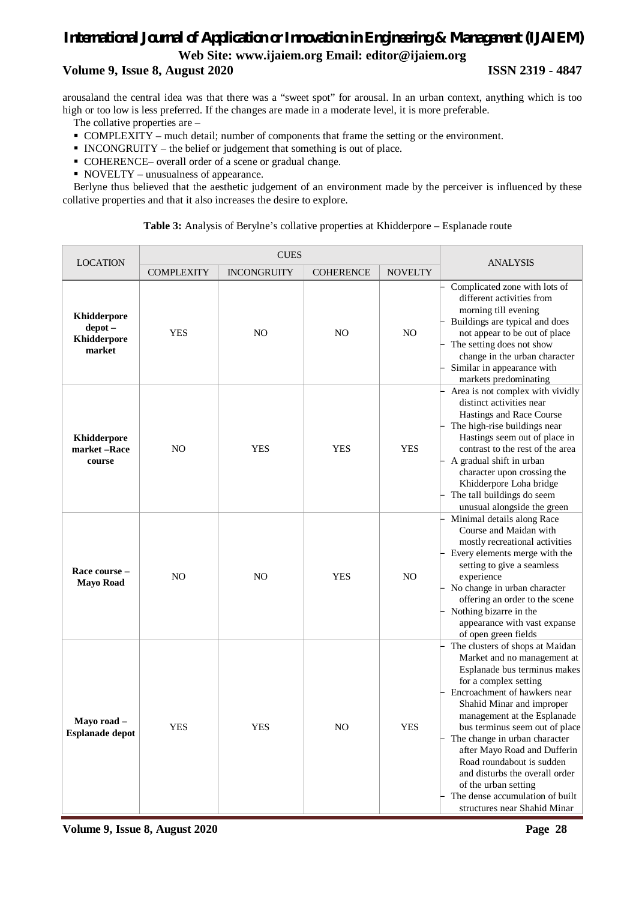arousaland the central idea was that there was a "sweet spot" for arousal. In an urban context, anything which is too high or too low is less preferred. If the changes are made in a moderate level, it is more preferable.

The collative properties are –

- COMPLEXITY – much detail; number of components that frame the setting or the environment.
- INCONGRUITY – the belief or judgement that something is out of place.
- COHERENCE– overall order of a scene or gradual change.
- NOVELTY – unusualness of appearance.

Berlyne thus believed that the aesthetic judgement of an environment made by the perceiver is influenced by these collative properties and that it also increases the desire to explore.

**Table 3:** Analysis of Berylne's collative properties at Khidderpore – Esplanade route

| LOCATION | CUES | | | | ANALYSIS |
|---|---|---|---|---|---|
| | COMPLEXITY | INCONGRUITY | COHERENCE | NOVELTY | |
| **Khidderpore depot – Khidderpore market** | YES | NO | NO | NO | – Complicated zone with lots of different activities from morning till evening<br>– Buildings are typical and does not appear to be out of place<br>– The setting does not show change in the urban character<br>– Similar in appearance with markets predominating |
| **Khidderpore market –Race course** | NO | YES | YES | YES | – Area is not complex with vividly distinct activities near Hastings and Race Course<br>– The high-rise buildings near Hastings seem out of place in contrast to the rest of the area<br>– A gradual shift in urban character upon crossing the Khidderpore Loha bridge<br>– The tall buildings do seem unusual alongside the green |
| **Race course – Mayo Road** | NO | NO | YES | NO | – Minimal details along Race Course and Maidan with mostly recreational activities<br>– Every elements merge with the setting to give a seamless experience<br>– No change in urban character offering an order to the scene<br>– Nothing bizarre in the appearance with vast expanse of open green fields |
| **Mayo road – Esplanade depot** | YES | YES | NO | YES | – The clusters of shops at Maidan Market and no management at Esplanade bus terminus makes for a complex setting<br>– Encroachment of hawkers near Shahid Minar and improper management at the Esplanade bus terminus seem out of place<br>– The change in urban character after Mayo Road and Dufferin Road roundabout is sudden and disturbs the overall order of the urban setting<br>– The dense accumulation of built structures near Shahid Minar |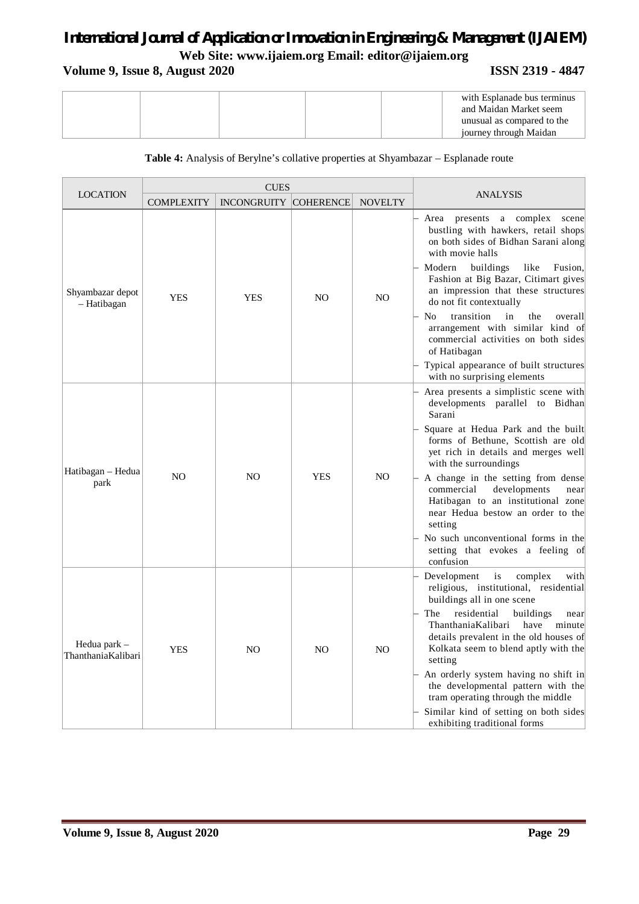| | | | | | with Esplanade bus terminus and Maidan Market seem unusual as compared to the journey through Maidan |
|---|---|---|---|---|---|

**Table 4:** Analysis of Berylne's collative properties at Shyambazar – Esplanade route

| LOCATION | CUES | | | | ANALYSIS |
|---|---|---|---|---|---|
| | COMPLEXITY | INCONGRUITY | COHERENCE | NOVELTY | |
| Shyambazar depot – Hatibagan | YES | YES | NO | NO | – Area presents a complex scene bustling with hawkers, retail shops on both sides of Bidhan Sarani along with movie halls<br>– Modern buildings like Fusion, Fashion at Big Bazar, Citimart gives an impression that these structures do not fit contextually<br>– No transition in the overall arrangement with similar kind of commercial activities on both sides of Hatibagan<br>– Typical appearance of built structures with no surprising elements |
| Hatibagan – Hedua park | NO | NO | YES | NO | – Area presents a simplistic scene with developments parallel to Bidhan Sarani<br>– Square at Hedua Park and the built forms of Bethune, Scottish are old yet rich in details and merges well with the surroundings<br>– A change in the setting from dense commercial developments near Hatibagan to an institutional zone near Hedua bestow an order to the setting<br>– No such unconventional forms in the setting that evokes a feeling of confusion |
| Hedua park – ThanthaniaKalibari | YES | NO | NO | NO | – Development is complex with religious, institutional, residential buildings all in one scene<br>– The residential buildings near ThanthaniaKalibari have minute details prevalent in the old houses of Kolkata seem to blend aptly with the setting<br>– An orderly system having no shift in the developmental pattern with the tram operating through the middle<br>– Similar kind of setting on both sides exhibiting traditional forms |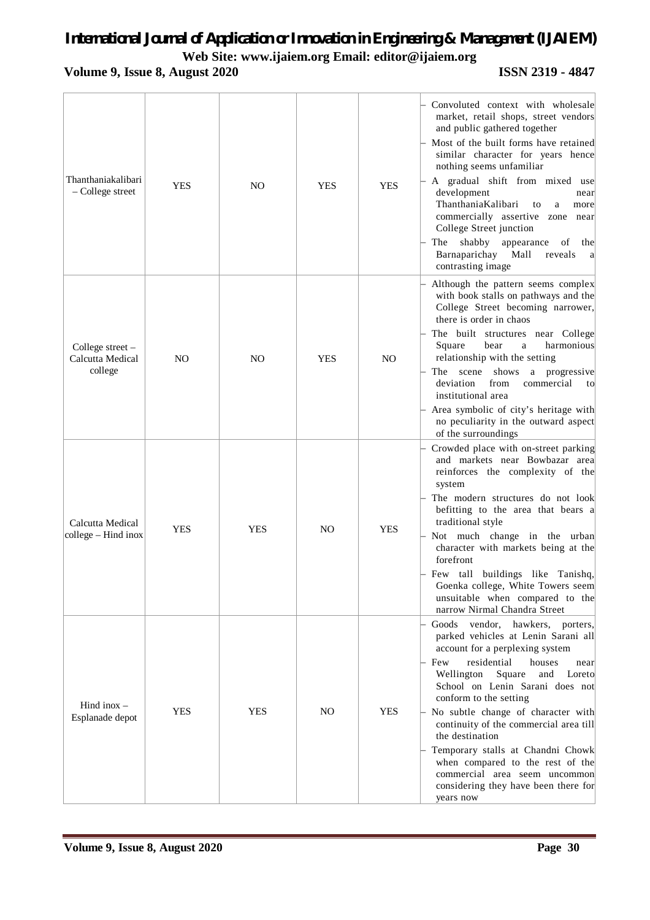| | | | | | |
|---|---|---|---|---|---|
| Thanthaniakalibari – College street | YES | NO | YES | YES | – Convoluted context with wholesale market, retail shops, street vendors and public gathered together<br>– Most of the built forms have retained similar character for years hence nothing seems unfamiliar<br>– A gradual shift from mixed use development near ThanthaniaKalibari to a more commercially assertive zone near College Street junction<br>– The shabby appearance of the Barnaparichay Mall reveals a contrasting image |
| College street – Calcutta Medical college | NO | NO | YES | NO | – Although the pattern seems complex with book stalls on pathways and the College Street becoming narrower, there is order in chaos<br>– The built structures near College Square bear a harmonious relationship with the setting<br>– The scene shows a progressive deviation from commercial to institutional area<br>– Area symbolic of city's heritage with no peculiarity in the outward aspect of the surroundings |
| Calcutta Medical college – Hind inox | YES | YES | NO | YES | – Crowded place with on-street parking and markets near Bowbazar area reinforces the complexity of the system<br>– The modern structures do not look befitting to the area that bears a traditional style<br>– Not much change in the urban character with markets being at the forefront<br>– Few tall buildings like Tanishq, Goenka college, White Towers seem unsuitable when compared to the narrow Nirmal Chandra Street |
| Hind inox – Esplanade depot | YES | YES | NO | YES | – Goods vendor, hawkers, porters, parked vehicles at Lenin Sarani all account for a perplexing system<br>– Few residential houses near Wellington Square and Loreto School on Lenin Sarani does not conform to the setting<br>– No subtle change of character with continuity of the commercial area till the destination<br>– Temporary stalls at Chandni Chowk when compared to the rest of the commercial area seem uncommon considering they have been there for years now |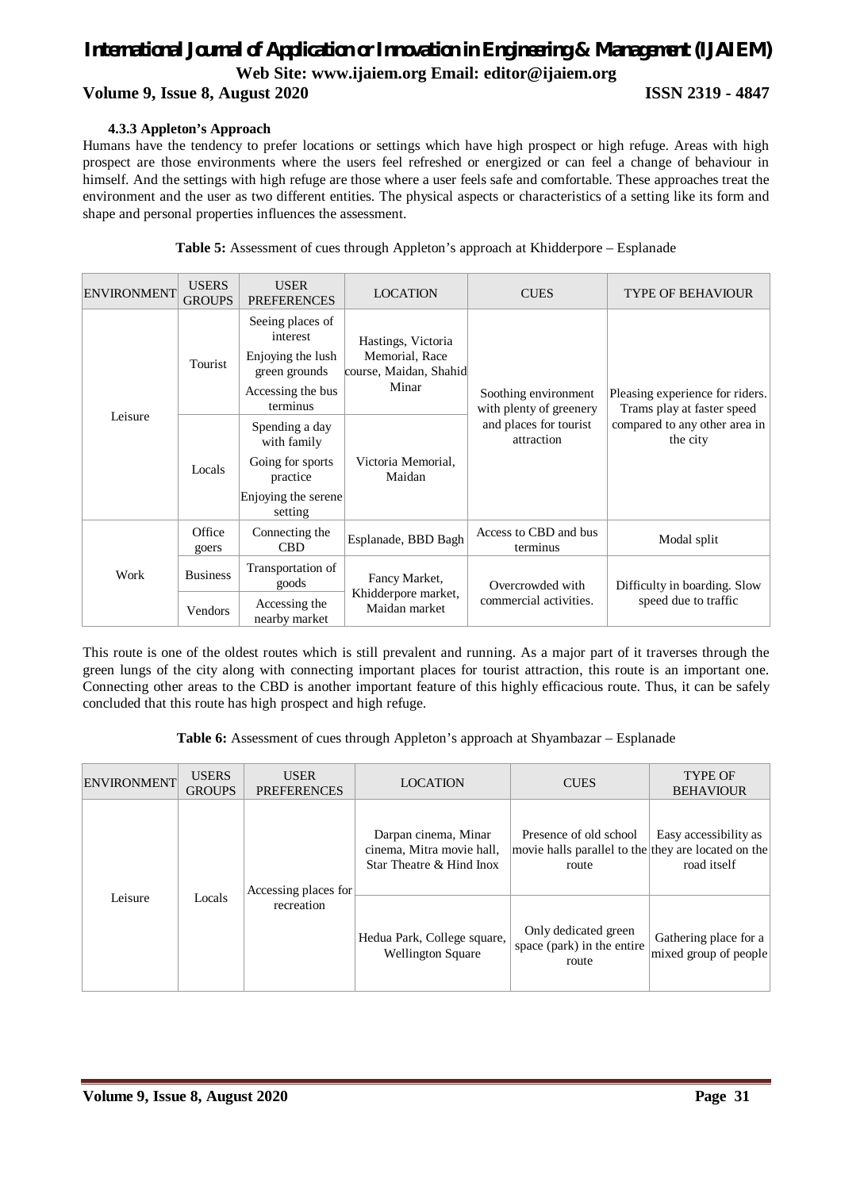#### 4.3.3 Appleton's Approach

Humans have the tendency to prefer locations or settings which have high prospect or high refuge. Areas with high prospect are those environments where the users feel refreshed or energized or can feel a change of behaviour in himself. And the settings with high refuge are those where a user feels safe and comfortable. These approaches treat the environment and the user as two different entities. The physical aspects or characteristics of a setting like its form and shape and personal properties influences the assessment.

**Table 5:** Assessment of cues through Appleton's approach at Khidderpore – Esplanade

| ENVIRONMENT | USERS GROUPS | USER PREFERENCES | LOCATION | CUES | TYPE OF BEHAVIOUR |
|---|---|---|---|---|---|
| Leisure | Tourist | Seeing places of interest<br>Enjoying the lush green grounds<br>Accessing the bus terminus | Hastings, Victoria Memorial, Race course, Maidan, Shahid Minar | Soothing environment with plenty of greenery and places for tourist attraction | Pleasing experience for riders. Trams play at faster speed compared to any other area in the city |
| | Locals | Spending a day with family<br>Going for sports practice<br>Enjoying the serene setting | Victoria Memorial, Maidan | | |
| Work | Office goers | Connecting the CBD | Esplanade, BBD Bagh | Access to CBD and bus terminus | Modal split |
| | Business | Transportation of goods | Fancy Market, Khidderpore market, Maidan market | Overcrowded with commercial activities. | Difficulty in boarding. Slow speed due to traffic |
| | Vendors | Accessing the nearby market | | | |

This route is one of the oldest routes which is still prevalent and running. As a major part of it traverses through the green lungs of the city along with connecting important places for tourist attraction, this route is an important one. Connecting other areas to the CBD is another important feature of this highly efficacious route. Thus, it can be safely concluded that this route has high prospect and high refuge.

**Table 6:** Assessment of cues through Appleton's approach at Shyambazar – Esplanade

| ENVIRONMENT | USERS GROUPS | USER PREFERENCES | LOCATION | CUES | TYPE OF BEHAVIOUR |
|---|---|---|---|---|---|
| Leisure | Locals | Accessing places for recreation | Darpan cinema, Minar cinema, Mitra movie hall, Star Theatre & Hind Inox | Presence of old school movie halls parallel to the route | Easy accessibility as they are located on the road itself |
| | | | Hedua Park, College square, Wellington Square | Only dedicated green space (park) in the entire route | Gathering place for a mixed group of people |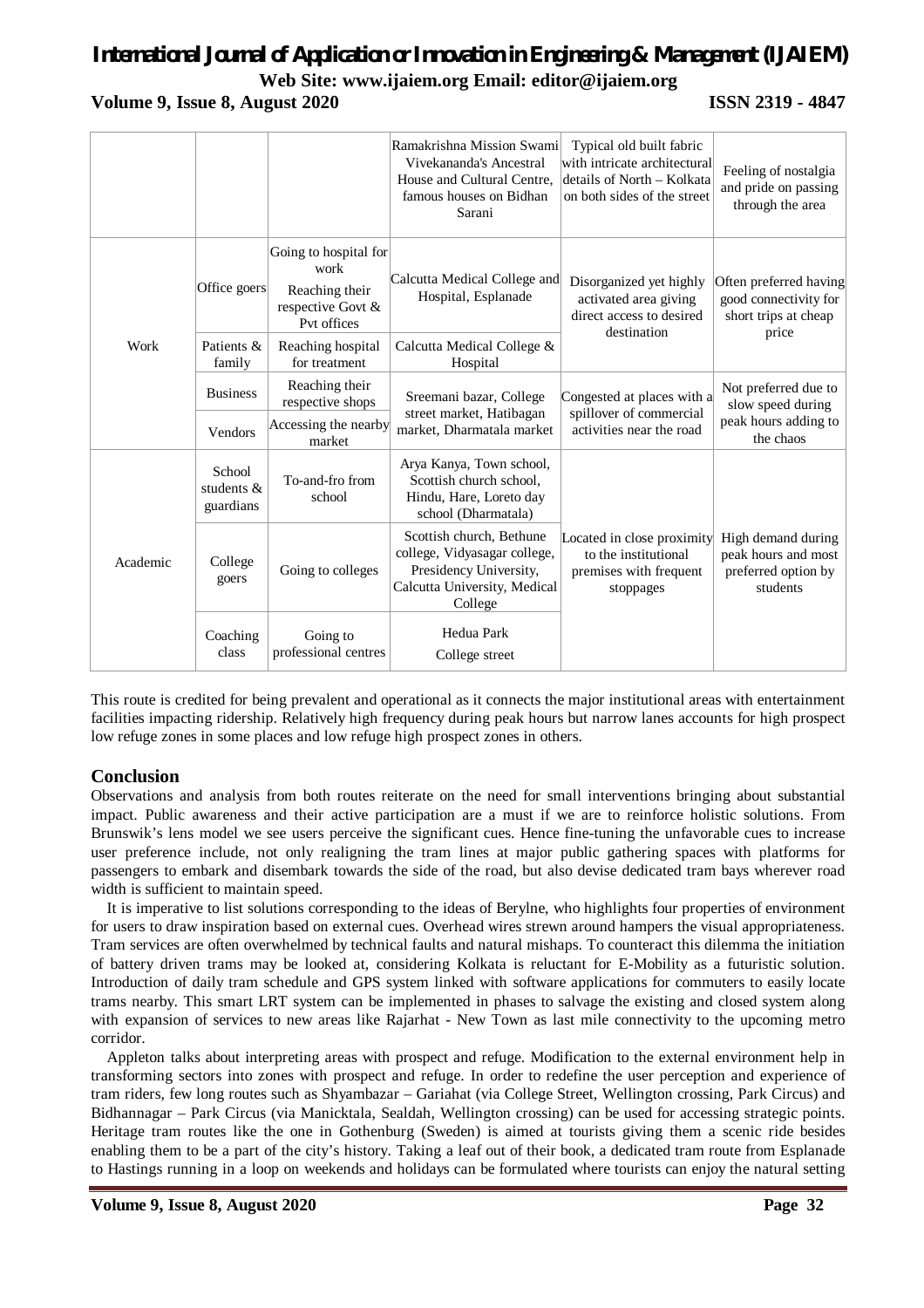|  |  |  | Ramakrishna Mission Swami Vivekananda's Ancestral House and Cultural Centre, famous houses on Bidhan Sarani | Typical old built fabric with intricate architectural details of North – Kolkata on both sides of the street | Feeling of nostalgia and pride on passing through the area |
|---|---|---|---|---|---|
| Work | Office goers | Going to hospital for work<br>Reaching their respective Govt & Pvt offices | Calcutta Medical College and Hospital, Esplanade | Disorganized yet highly activated area giving direct access to desired destination | Often preferred having good connectivity for short trips at cheap price |
|  | Patients & family | Reaching hospital for treatment | Calcutta Medical College & Hospital |  |  |
|  | Business | Reaching their respective shops | Sreemani bazar, College street market, Hatibagan market, Dharmatala market | Congested at places with a spillover of commercial activities near the road | Not preferred due to slow speed during peak hours adding to the chaos |
|  | Vendors | Accessing the nearby market |  |  |  |
| Academic | School students & guardians | To-and-fro from school | Arya Kanya, Town school, Scottish church school, Hindu, Hare, Loreto day school (Dharmatala) | Located in close proximity to the institutional premises with frequent stoppages | High demand during peak hours and most preferred option by students |
|  | College goers | Going to colleges | Scottish church, Bethune college, Vidyasagar college, Presidency University, Calcutta University, Medical College |  |  |
|  | Coaching class | Going to professional centres | Hedua Park<br>College street |  |  |

This route is credited for being prevalent and operational as it connects the major institutional areas with entertainment facilities impacting ridership. Relatively high frequency during peak hours but narrow lanes accounts for high prospect low refuge zones in some places and low refuge high prospect zones in others.

## Conclusion

Observations and analysis from both routes reiterate on the need for small interventions bringing about substantial impact. Public awareness and their active participation are a must if we are to reinforce holistic solutions. From Brunswik's lens model we see users perceive the significant cues. Hence fine-tuning the unfavorable cues to increase user preference include, not only realigning the tram lines at major public gathering spaces with platforms for passengers to embark and disembark towards the side of the road, but also devise dedicated tram bays wherever road width is sufficient to maintain speed.

It is imperative to list solutions corresponding to the ideas of Berylne, who highlights four properties of environment for users to draw inspiration based on external cues. Overhead wires strewn around hampers the visual appropriateness. Tram services are often overwhelmed by technical faults and natural mishaps. To counteract this dilemma the initiation of battery driven trams may be looked at, considering Kolkata is reluctant for E-Mobility as a futuristic solution. Introduction of daily tram schedule and GPS system linked with software applications for commuters to easily locate trams nearby. This smart LRT system can be implemented in phases to salvage the existing and closed system along with expansion of services to new areas like Rajarhat - New Town as last mile connectivity to the upcoming metro corridor.

Appleton talks about interpreting areas with prospect and refuge. Modification to the external environment help in transforming sectors into zones with prospect and refuge. In order to redefine the user perception and experience of tram riders, few long routes such as Shyambazar – Gariahat (via College Street, Wellington crossing, Park Circus) and Bidhannagar – Park Circus (via Manicktala, Sealdah, Wellington crossing) can be used for accessing strategic points. Heritage tram routes like the one in Gothenburg (Sweden) is aimed at tourists giving them a scenic ride besides enabling them to be a part of the city's history. Taking a leaf out of their book, a dedicated tram route from Esplanade to Hastings running in a loop on weekends and holidays can be formulated where tourists can enjoy the natural setting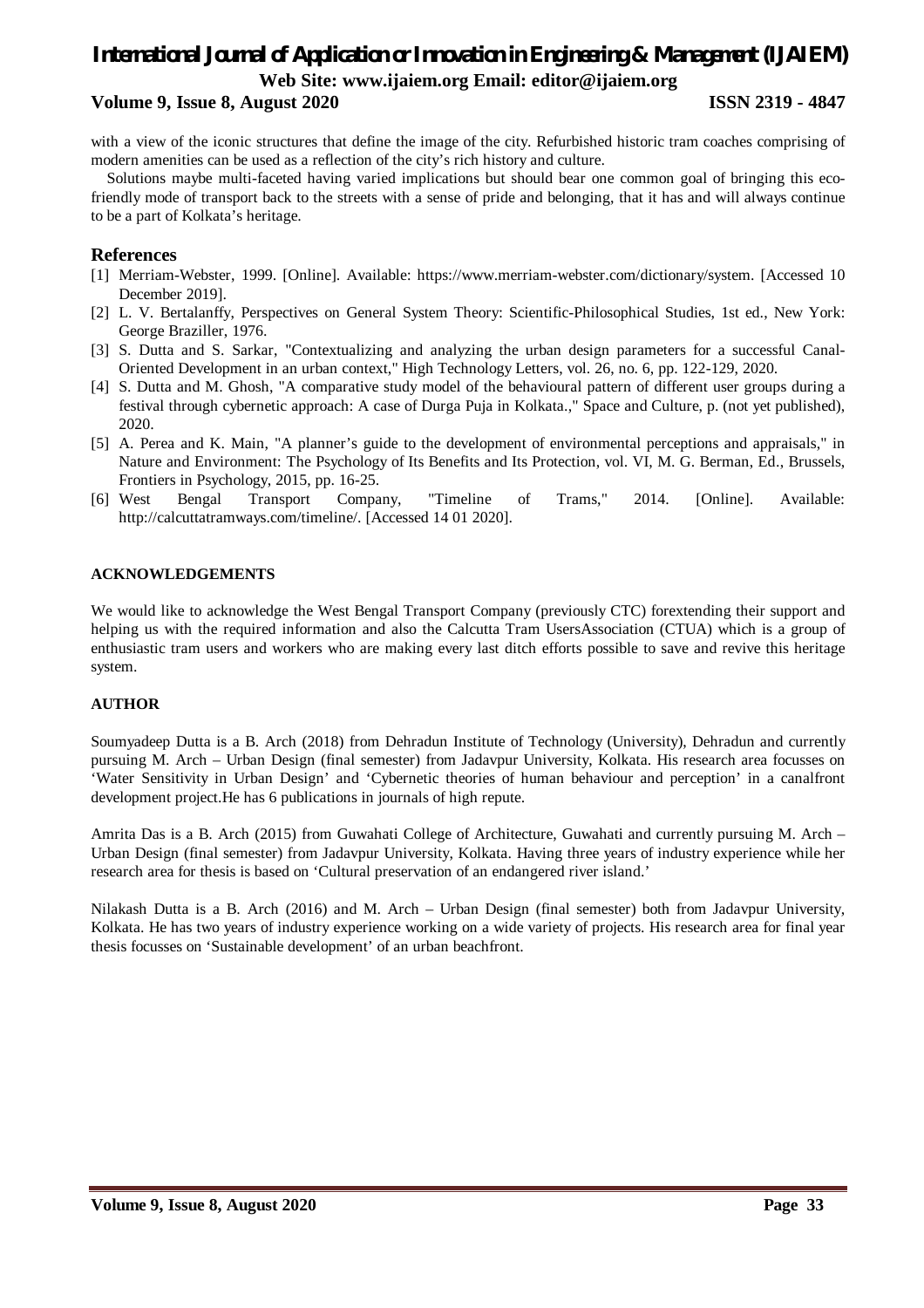with a view of the iconic structures that define the image of the city. Refurbished historic tram coaches comprising of modern amenities can be used as a reflection of the city's rich history and culture.

Solutions maybe multi-faceted having varied implications but should bear one common goal of bringing this eco-friendly mode of transport back to the streets with a sense of pride and belonging, that it has and will always continue to be a part of Kolkata's heritage.

## References

[1] Merriam-Webster, 1999. [Online]. Available: https://www.merriam-webster.com/dictionary/system. [Accessed 10 December 2019].

[2] L. V. Bertalanffy, Perspectives on General System Theory: Scientific-Philosophical Studies, 1st ed., New York: George Braziller, 1976.

[3] S. Dutta and S. Sarkar, "Contextualizing and analyzing the urban design parameters for a successful Canal-Oriented Development in an urban context," High Technology Letters, vol. 26, no. 6, pp. 122-129, 2020.

[4] S. Dutta and M. Ghosh, "A comparative study model of the behavioural pattern of different user groups during a festival through cybernetic approach: A case of Durga Puja in Kolkata.," Space and Culture, p. (not yet published), 2020.

[5] A. Perea and K. Main, "A planner's guide to the development of environmental perceptions and appraisals," in Nature and Environment: The Psychology of Its Benefits and Its Protection, vol. VI, M. G. Berman, Ed., Brussels, Frontiers in Psychology, 2015, pp. 16-25.

[6] West Bengal Transport Company, "Timeline of Trams," 2014. [Online]. Available: http://calcuttatramways.com/timeline/. [Accessed 14 01 2020].

**ACKNOWLEDGEMENTS**

We would like to acknowledge the West Bengal Transport Company (previously CTC) forextending their support and helping us with the required information and also the Calcutta Tram UsersAssociation (CTUA) which is a group of enthusiastic tram users and workers who are making every last ditch efforts possible to save and revive this heritage system.

**AUTHOR**

Soumyadeep Dutta is a B. Arch (2018) from Dehradun Institute of Technology (University), Dehradun and currently pursuing M. Arch – Urban Design (final semester) from Jadavpur University, Kolkata. His research area focusses on 'Water Sensitivity in Urban Design' and 'Cybernetic theories of human behaviour and perception' in a canalfront development project.He has 6 publications in journals of high repute.

Amrita Das is a B. Arch (2015) from Guwahati College of Architecture, Guwahati and currently pursuing M. Arch – Urban Design (final semester) from Jadavpur University, Kolkata. Having three years of industry experience while her research area for thesis is based on 'Cultural preservation of an endangered river island.'

Nilakash Dutta is a B. Arch (2016) and M. Arch – Urban Design (final semester) both from Jadavpur University, Kolkata. He has two years of industry experience working on a wide variety of projects. His research area for final year thesis focusses on 'Sustainable development' of an urban beachfront.